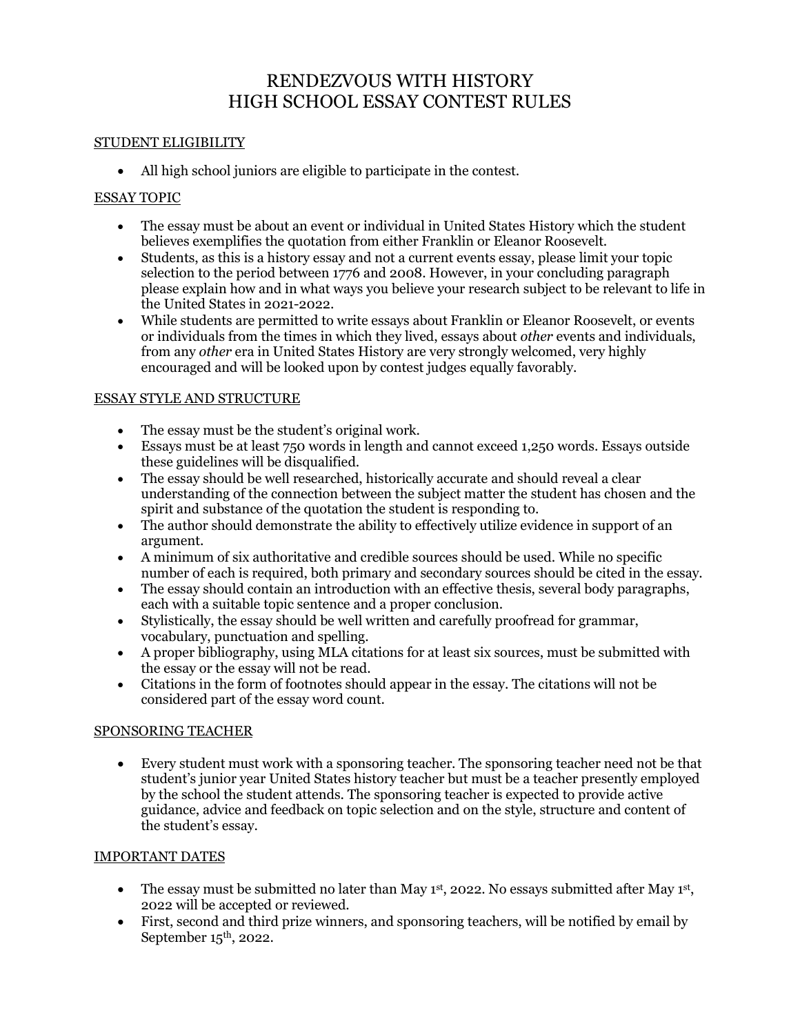# RENDEZVOUS WITH HISTORY
# HIGH SCHOOL ESSAY CONTEST RULES

## STUDENT ELIGIBILITY

- All high school juniors are eligible to participate in the contest.

## ESSAY TOPIC

- The essay must be about an event or individual in United States History which the student believes exemplifies the quotation from either Franklin or Eleanor Roosevelt.
- Students, as this is a history essay and not a current events essay, please limit your topic selection to the period between 1776 and 2008. However, in your concluding paragraph please explain how and in what ways you believe your research subject to be relevant to life in the United States in 2021-2022.
- While students are permitted to write essays about Franklin or Eleanor Roosevelt, or events or individuals from the times in which they lived, essays about *other* events and individuals, from any *other* era in United States History are very strongly welcomed, very highly encouraged and will be looked upon by contest judges equally favorably.

## ESSAY STYLE AND STRUCTURE

- The essay must be the student's original work.
- Essays must be at least 750 words in length and cannot exceed 1,250 words. Essays outside these guidelines will be disqualified.
- The essay should be well researched, historically accurate and should reveal a clear understanding of the connection between the subject matter the student has chosen and the spirit and substance of the quotation the student is responding to.
- The author should demonstrate the ability to effectively utilize evidence in support of an argument.
- A minimum of six authoritative and credible sources should be used. While no specific number of each is required, both primary and secondary sources should be cited in the essay.
- The essay should contain an introduction with an effective thesis, several body paragraphs, each with a suitable topic sentence and a proper conclusion.
- Stylistically, the essay should be well written and carefully proofread for grammar, vocabulary, punctuation and spelling.
- A proper bibliography, using MLA citations for at least six sources, must be submitted with the essay or the essay will not be read.
- Citations in the form of footnotes should appear in the essay. The citations will not be considered part of the essay word count.

## SPONSORING TEACHER

- Every student must work with a sponsoring teacher. The sponsoring teacher need not be that student's junior year United States history teacher but must be a teacher presently employed by the school the student attends. The sponsoring teacher is expected to provide active guidance, advice and feedback on topic selection and on the style, structure and content of the student's essay.

## IMPORTANT DATES

- The essay must be submitted no later than May 1st, 2022. No essays submitted after May 1st, 2022 will be accepted or reviewed.
- First, second and third prize winners, and sponsoring teachers, will be notified by email by September 15th, 2022.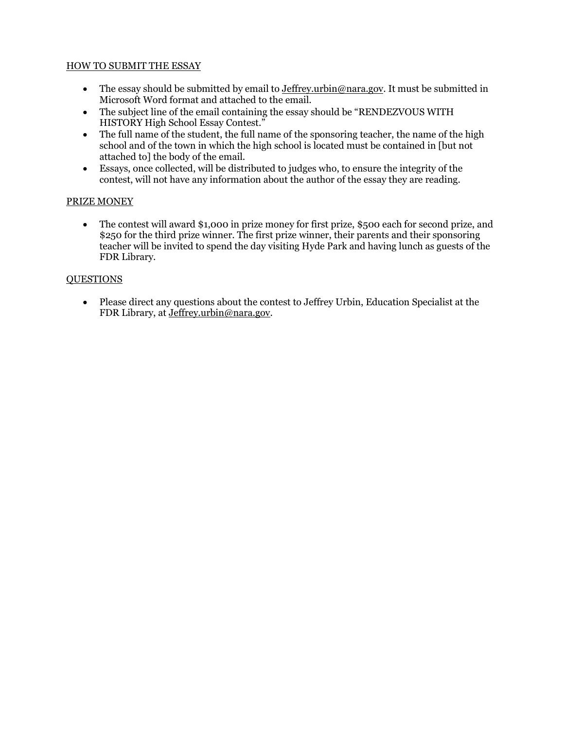HOW TO SUBMIT THE ESSAY

- The essay should be submitted by email to Jeffrey.urbin@nara.gov. It must be submitted in Microsoft Word format and attached to the email.
- The subject line of the email containing the essay should be "RENDEZVOUS WITH HISTORY High School Essay Contest."
- The full name of the student, the full name of the sponsoring teacher, the name of the high school and of the town in which the high school is located must be contained in [but not attached to] the body of the email.
- Essays, once collected, will be distributed to judges who, to ensure the integrity of the contest, will not have any information about the author of the essay they are reading.

PRIZE MONEY

- The contest will award $1,000 in prize money for first prize, $500 each for second prize, and $250 for the third prize winner. The first prize winner, their parents and their sponsoring teacher will be invited to spend the day visiting Hyde Park and having lunch as guests of the FDR Library.

QUESTIONS

- Please direct any questions about the contest to Jeffrey Urbin, Education Specialist at the FDR Library, at Jeffrey.urbin@nara.gov.